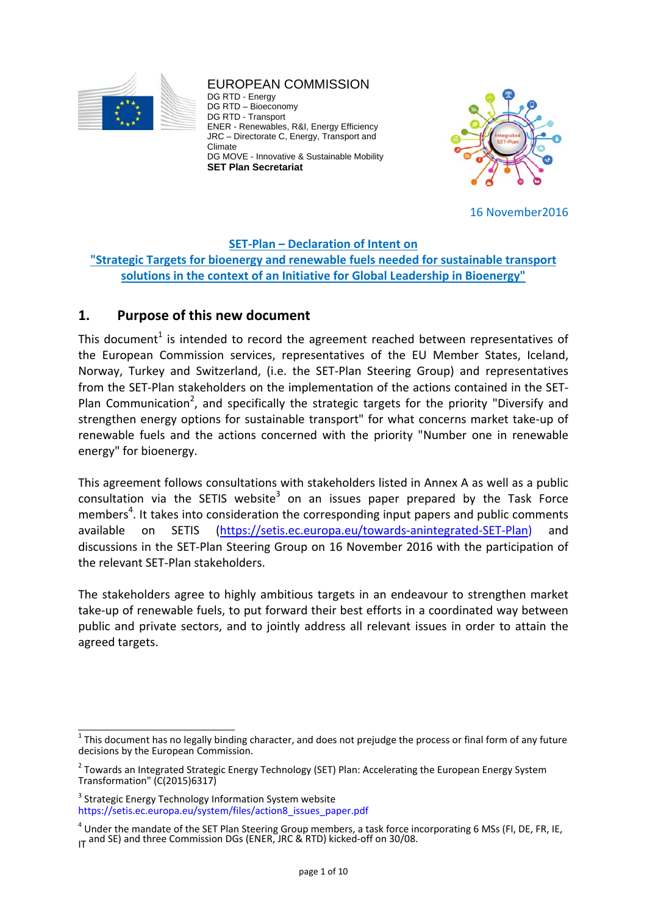EUROPEAN COMMISSION
DG RTD - Energy
DG RTD – Bioeconomy
DG RTD - Transport
ENER - Renewables, R&I, Energy Efficiency
JRC – Directorate C, Energy, Transport and Climate
DG MOVE - Innovative & Sustainable Mobility
**SET Plan Secretariat**

16 November2016

**SET-Plan – Declaration of Intent on "Strategic Targets for bioenergy and renewable fuels needed for sustainable transport solutions in the context of an Initiative for Global Leadership in Bioenergy"**

## 1. Purpose of this new document

This document[1] is intended to record the agreement reached between representatives of the European Commission services, representatives of the EU Member States, Iceland, Norway, Turkey and Switzerland, (i.e. the SET-Plan Steering Group) and representatives from the SET-Plan stakeholders on the implementation of the actions contained in the SET-Plan Communication[2], and specifically the strategic targets for the priority "Diversify and strengthen energy options for sustainable transport" for what concerns market take-up of renewable fuels and the actions concerned with the priority "Number one in renewable energy" for bioenergy.

This agreement follows consultations with stakeholders listed in Annex A as well as a public consultation via the SETIS website[3] on an issues paper prepared by the Task Force members[4]. It takes into consideration the corresponding input papers and public comments available on SETIS (https://setis.ec.europa.eu/towards-anintegrated-SET-Plan) and discussions in the SET-Plan Steering Group on 16 November 2016 with the participation of the relevant SET-Plan stakeholders.

The stakeholders agree to highly ambitious targets in an endeavour to strengthen market take-up of renewable fuels, to put forward their best efforts in a coordinated way between public and private sectors, and to jointly address all relevant issues in order to attain the agreed targets.

---

[1] This document has no legally binding character, and does not prejudge the process or final form of any future decisions by the European Commission.

[2] Towards an Integrated Strategic Energy Technology (SET) Plan: Accelerating the European Energy System Transformation" (C(2015)6317)

[3] Strategic Energy Technology Information System website https://setis.ec.europa.eu/system/files/action8_issues_paper.pdf

[4] Under the mandate of the SET Plan Steering Group members, a task force incorporating 6 MSs (FI, DE, FR, IE, IT and SE) and three Commission DGs (ENER, JRC & RTD) kicked-off on 30/08.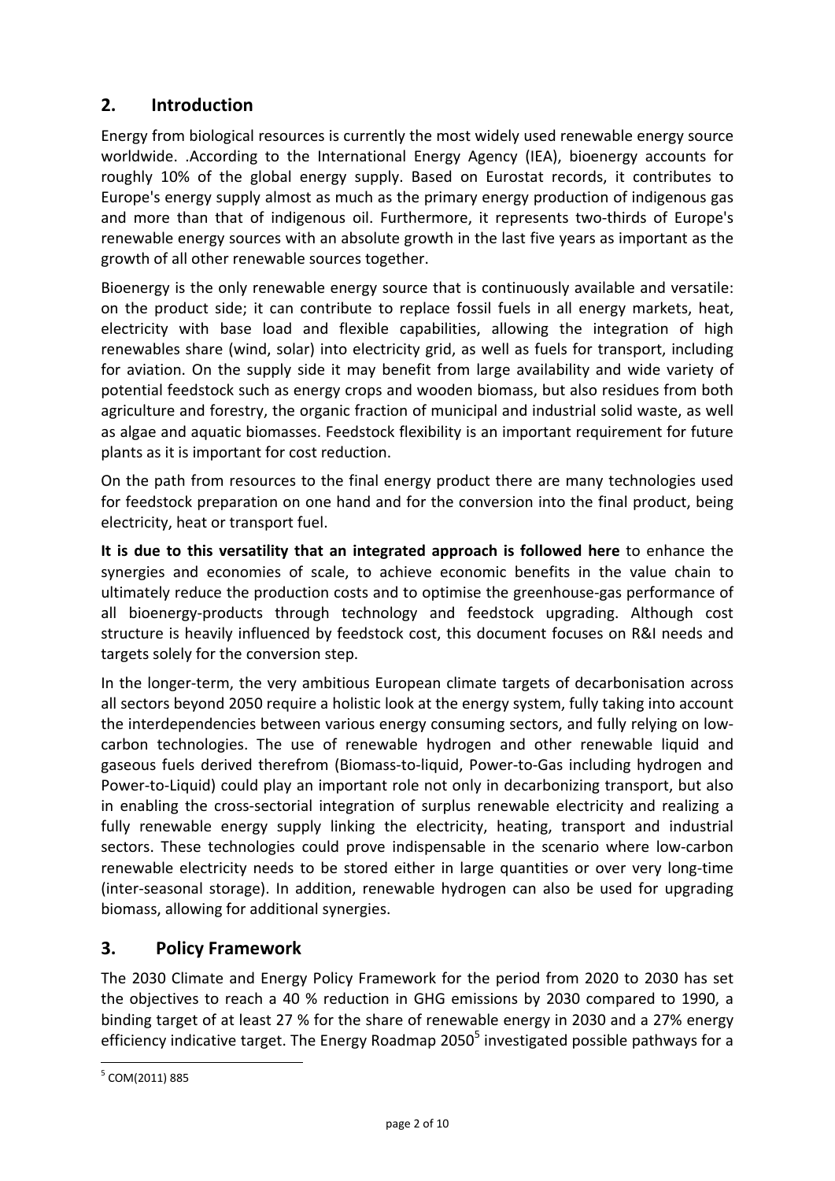## 2. Introduction

Energy from biological resources is currently the most widely used renewable energy source worldwide. .According to the International Energy Agency (IEA), bioenergy accounts for roughly 10% of the global energy supply. Based on Eurostat records, it contributes to Europe's energy supply almost as much as the primary energy production of indigenous gas and more than that of indigenous oil. Furthermore, it represents two-thirds of Europe's renewable energy sources with an absolute growth in the last five years as important as the growth of all other renewable sources together.

Bioenergy is the only renewable energy source that is continuously available and versatile: on the product side; it can contribute to replace fossil fuels in all energy markets, heat, electricity with base load and flexible capabilities, allowing the integration of high renewables share (wind, solar) into electricity grid, as well as fuels for transport, including for aviation. On the supply side it may benefit from large availability and wide variety of potential feedstock such as energy crops and wooden biomass, but also residues from both agriculture and forestry, the organic fraction of municipal and industrial solid waste, as well as algae and aquatic biomasses. Feedstock flexibility is an important requirement for future plants as it is important for cost reduction.

On the path from resources to the final energy product there are many technologies used for feedstock preparation on one hand and for the conversion into the final product, being electricity, heat or transport fuel.

**It is due to this versatility that an integrated approach is followed here** to enhance the synergies and economies of scale, to achieve economic benefits in the value chain to ultimately reduce the production costs and to optimise the greenhouse-gas performance of all bioenergy-products through technology and feedstock upgrading. Although cost structure is heavily influenced by feedstock cost, this document focuses on R&I needs and targets solely for the conversion step.

In the longer-term, the very ambitious European climate targets of decarbonisation across all sectors beyond 2050 require a holistic look at the energy system, fully taking into account the interdependencies between various energy consuming sectors, and fully relying on low-carbon technologies. The use of renewable hydrogen and other renewable liquid and gaseous fuels derived therefrom (Biomass-to-liquid, Power-to-Gas including hydrogen and Power-to-Liquid) could play an important role not only in decarbonizing transport, but also in enabling the cross-sectorial integration of surplus renewable electricity and realizing a fully renewable energy supply linking the electricity, heating, transport and industrial sectors. These technologies could prove indispensable in the scenario where low-carbon renewable electricity needs to be stored either in large quantities or over very long-time (inter-seasonal storage). In addition, renewable hydrogen can also be used for upgrading biomass, allowing for additional synergies.

## 3. Policy Framework

The 2030 Climate and Energy Policy Framework for the period from 2020 to 2030 has set the objectives to reach a 40 % reduction in GHG emissions by 2030 compared to 1990, a binding target of at least 27 % for the share of renewable energy in 2030 and a 27% energy efficiency indicative target. The Energy Roadmap 2050[5] investigated possible pathways for a

[5] COM(2011) 885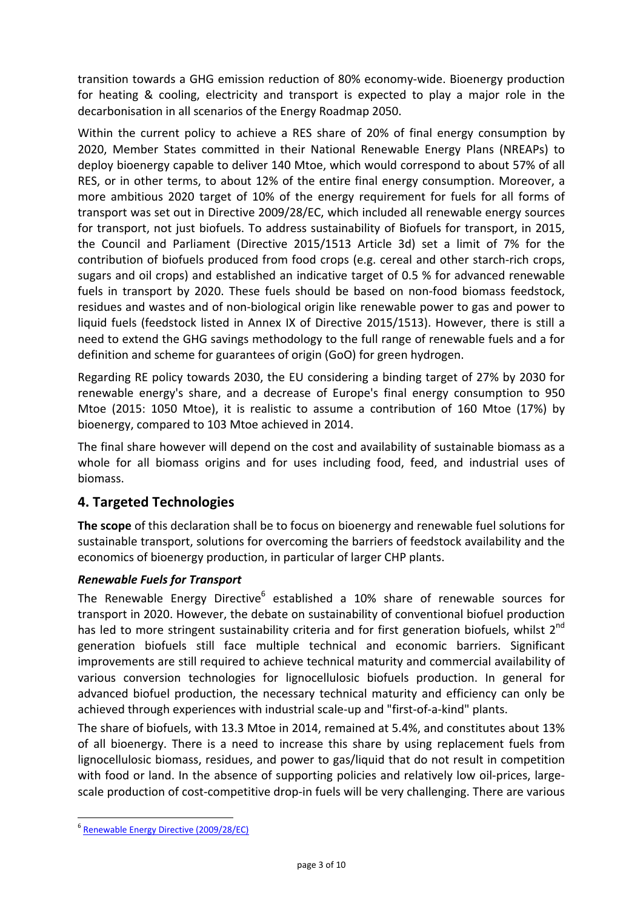transition towards a GHG emission reduction of 80% economy-wide. Bioenergy production for heating & cooling, electricity and transport is expected to play a major role in the decarbonisation in all scenarios of the Energy Roadmap 2050.

Within the current policy to achieve a RES share of 20% of final energy consumption by 2020, Member States committed in their National Renewable Energy Plans (NREAPs) to deploy bioenergy capable to deliver 140 Mtoe, which would correspond to about 57% of all RES, or in other terms, to about 12% of the entire final energy consumption. Moreover, a more ambitious 2020 target of 10% of the energy requirement for fuels for all forms of transport was set out in Directive 2009/28/EC, which included all renewable energy sources for transport, not just biofuels. To address sustainability of Biofuels for transport, in 2015, the Council and Parliament (Directive 2015/1513 Article 3d) set a limit of 7% for the contribution of biofuels produced from food crops (e.g. cereal and other starch-rich crops, sugars and oil crops) and established an indicative target of 0.5 % for advanced renewable fuels in transport by 2020. These fuels should be based on non-food biomass feedstock, residues and wastes and of non-biological origin like renewable power to gas and power to liquid fuels (feedstock listed in Annex IX of Directive 2015/1513). However, there is still a need to extend the GHG savings methodology to the full range of renewable fuels and a for definition and scheme for guarantees of origin (GoO) for green hydrogen.

Regarding RE policy towards 2030, the EU considering a binding target of 27% by 2030 for renewable energy's share, and a decrease of Europe's final energy consumption to 950 Mtoe (2015: 1050 Mtoe), it is realistic to assume a contribution of 160 Mtoe (17%) by bioenergy, compared to 103 Mtoe achieved in 2014.

The final share however will depend on the cost and availability of sustainable biomass as a whole for all biomass origins and for uses including food, feed, and industrial uses of biomass.

## 4. Targeted Technologies

**The scope** of this declaration shall be to focus on bioenergy and renewable fuel solutions for sustainable transport, solutions for overcoming the barriers of feedstock availability and the economics of bioenergy production, in particular of larger CHP plants.

### *Renewable Fuels for Transport*

The Renewable Energy Directive[6] established a 10% share of renewable sources for transport in 2020. However, the debate on sustainability of conventional biofuel production has led to more stringent sustainability criteria and for first generation biofuels, whilst 2[nd] generation biofuels still face multiple technical and economic barriers. Significant improvements are still required to achieve technical maturity and commercial availability of various conversion technologies for lignocellulosic biofuels production. In general for advanced biofuel production, the necessary technical maturity and efficiency can only be achieved through experiences with industrial scale-up and "first-of-a-kind" plants.

The share of biofuels, with 13.3 Mtoe in 2014, remained at 5.4%, and constitutes about 13% of all bioenergy. There is a need to increase this share by using replacement fuels from lignocellulosic biomass, residues, and power to gas/liquid that do not result in competition with food or land. In the absence of supporting policies and relatively low oil-prices, large-scale production of cost-competitive drop-in fuels will be very challenging. There are various

---

[6] Renewable Energy Directive (2009/28/EC)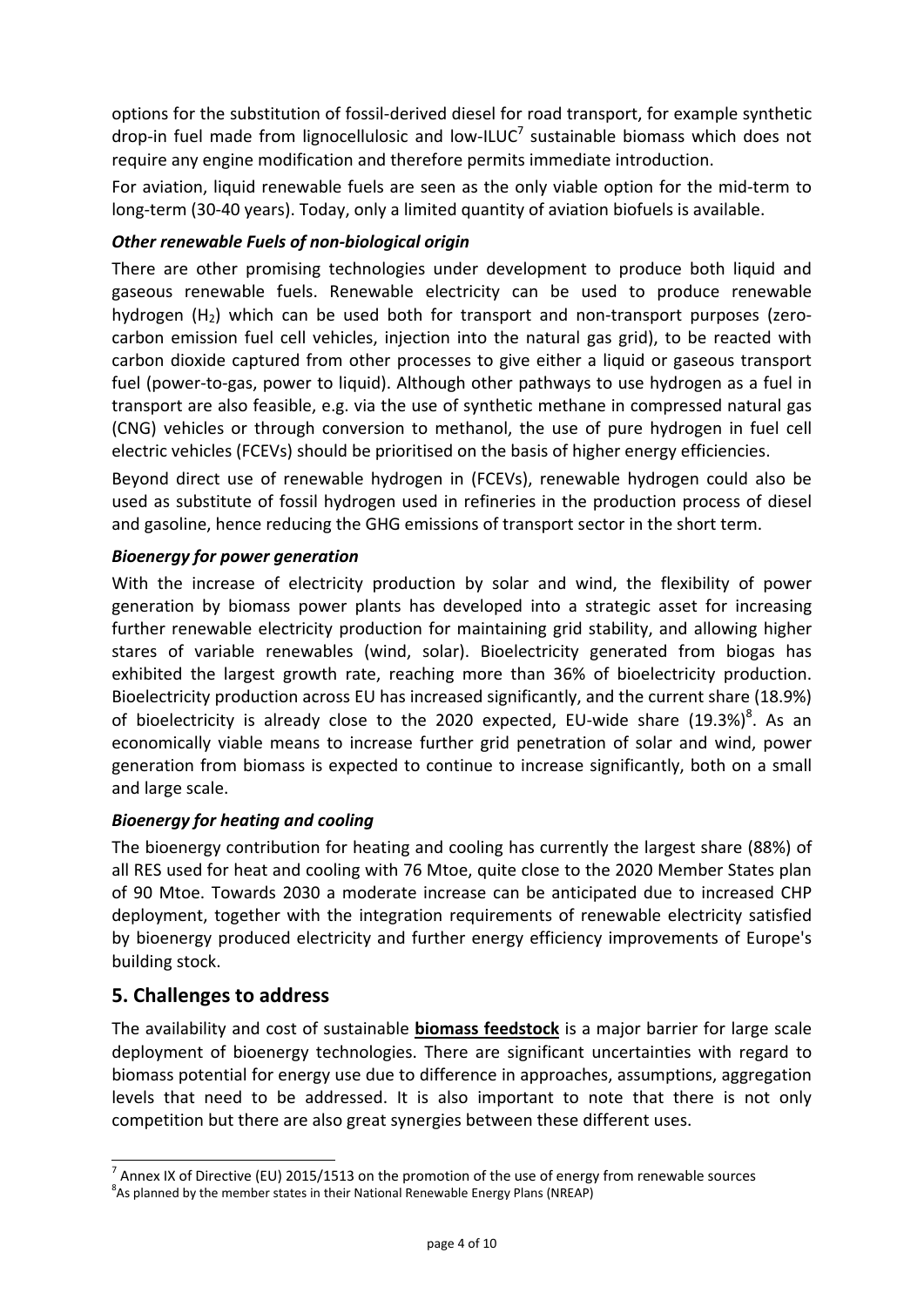options for the substitution of fossil-derived diesel for road transport, for example synthetic drop-in fuel made from lignocellulosic and low-ILUC[7] sustainable biomass which does not require any engine modification and therefore permits immediate introduction.

For aviation, liquid renewable fuels are seen as the only viable option for the mid-term to long-term (30-40 years). Today, only a limited quantity of aviation biofuels is available.

### *Other renewable Fuels of non-biological origin*

There are other promising technologies under development to produce both liquid and gaseous renewable fuels. Renewable electricity can be used to produce renewable hydrogen ($H_2$) which can be used both for transport and non-transport purposes (zero-carbon emission fuel cell vehicles, injection into the natural gas grid), to be reacted with carbon dioxide captured from other processes to give either a liquid or gaseous transport fuel (power-to-gas, power to liquid). Although other pathways to use hydrogen as a fuel in transport are also feasible, e.g. via the use of synthetic methane in compressed natural gas (CNG) vehicles or through conversion to methanol, the use of pure hydrogen in fuel cell electric vehicles (FCEVs) should be prioritised on the basis of higher energy efficiencies.

Beyond direct use of renewable hydrogen in (FCEVs), renewable hydrogen could also be used as substitute of fossil hydrogen used in refineries in the production process of diesel and gasoline, hence reducing the GHG emissions of transport sector in the short term.

### *Bioenergy for power generation*

With the increase of electricity production by solar and wind, the flexibility of power generation by biomass power plants has developed into a strategic asset for increasing further renewable electricity production for maintaining grid stability, and allowing higher stares of variable renewables (wind, solar). Bioelectricity generated from biogas has exhibited the largest growth rate, reaching more than 36% of bioelectricity production. Bioelectricity production across EU has increased significantly, and the current share (18.9%) of bioelectricity is already close to the 2020 expected, EU-wide share (19.3%)[8]. As an economically viable means to increase further grid penetration of solar and wind, power generation from biomass is expected to continue to increase significantly, both on a small and large scale.

### *Bioenergy for heating and cooling*

The bioenergy contribution for heating and cooling has currently the largest share (88%) of all RES used for heat and cooling with 76 Mtoe, quite close to the 2020 Member States plan of 90 Mtoe. Towards 2030 a moderate increase can be anticipated due to increased CHP deployment, together with the integration requirements of renewable electricity satisfied by bioenergy produced electricity and further energy efficiency improvements of Europe's building stock.

## 5. Challenges to address

The availability and cost of sustainable **biomass feedstock** is a major barrier for large scale deployment of bioenergy technologies. There are significant uncertainties with regard to biomass potential for energy use due to difference in approaches, assumptions, aggregation levels that need to be addressed. It is also important to note that there is not only competition but there are also great synergies between these different uses.

---

[7] Annex IX of Directive (EU) 2015/1513 on the promotion of the use of energy from renewable sources

[8] As planned by the member states in their National Renewable Energy Plans (NREAP)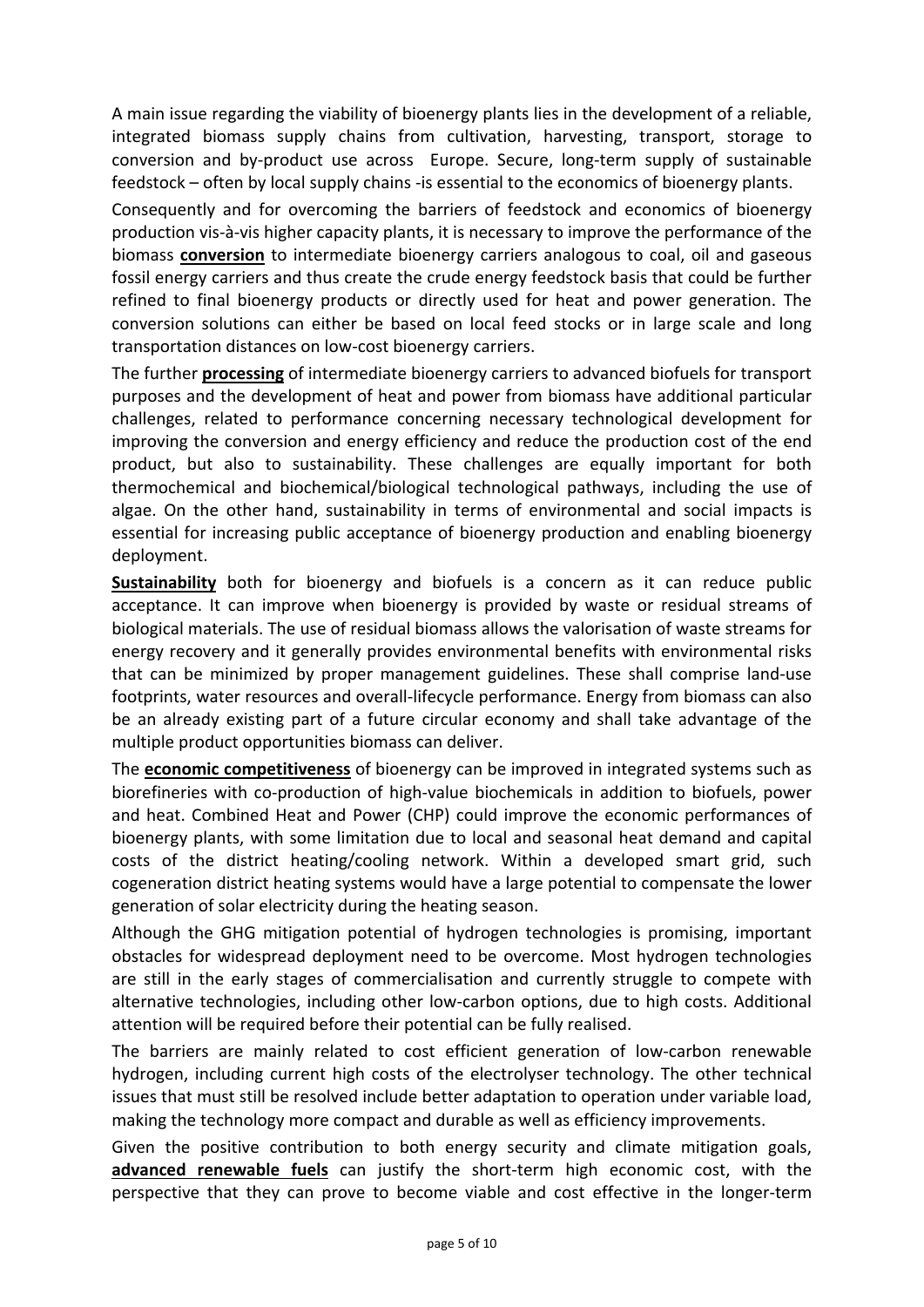A main issue regarding the viability of bioenergy plants lies in the development of a reliable, integrated biomass supply chains from cultivation, harvesting, transport, storage to conversion and by-product use across Europe. Secure, long-term supply of sustainable feedstock – often by local supply chains -is essential to the economics of bioenergy plants.

Consequently and for overcoming the barriers of feedstock and economics of bioenergy production vis-à-vis higher capacity plants, it is necessary to improve the performance of the biomass **conversion** to intermediate bioenergy carriers analogous to coal, oil and gaseous fossil energy carriers and thus create the crude energy feedstock basis that could be further refined to final bioenergy products or directly used for heat and power generation. The conversion solutions can either be based on local feed stocks or in large scale and long transportation distances on low-cost bioenergy carriers.

The further **processing** of intermediate bioenergy carriers to advanced biofuels for transport purposes and the development of heat and power from biomass have additional particular challenges, related to performance concerning necessary technological development for improving the conversion and energy efficiency and reduce the production cost of the end product, but also to sustainability. These challenges are equally important for both thermochemical and biochemical/biological technological pathways, including the use of algae. On the other hand, sustainability in terms of environmental and social impacts is essential for increasing public acceptance of bioenergy production and enabling bioenergy deployment.

**Sustainability** both for bioenergy and biofuels is a concern as it can reduce public acceptance. It can improve when bioenergy is provided by waste or residual streams of biological materials. The use of residual biomass allows the valorisation of waste streams for energy recovery and it generally provides environmental benefits with environmental risks that can be minimized by proper management guidelines. These shall comprise land-use footprints, water resources and overall-lifecycle performance. Energy from biomass can also be an already existing part of a future circular economy and shall take advantage of the multiple product opportunities biomass can deliver.

The **economic competitiveness** of bioenergy can be improved in integrated systems such as biorefineries with co-production of high-value biochemicals in addition to biofuels, power and heat. Combined Heat and Power (CHP) could improve the economic performances of bioenergy plants, with some limitation due to local and seasonal heat demand and capital costs of the district heating/cooling network. Within a developed smart grid, such cogeneration district heating systems would have a large potential to compensate the lower generation of solar electricity during the heating season.

Although the GHG mitigation potential of hydrogen technologies is promising, important obstacles for widespread deployment need to be overcome. Most hydrogen technologies are still in the early stages of commercialisation and currently struggle to compete with alternative technologies, including other low-carbon options, due to high costs. Additional attention will be required before their potential can be fully realised.

The barriers are mainly related to cost efficient generation of low-carbon renewable hydrogen, including current high costs of the electrolyser technology. The other technical issues that must still be resolved include better adaptation to operation under variable load, making the technology more compact and durable as well as efficiency improvements.

Given the positive contribution to both energy security and climate mitigation goals, **advanced renewable fuels** can justify the short-term high economic cost, with the perspective that they can prove to become viable and cost effective in the longer-term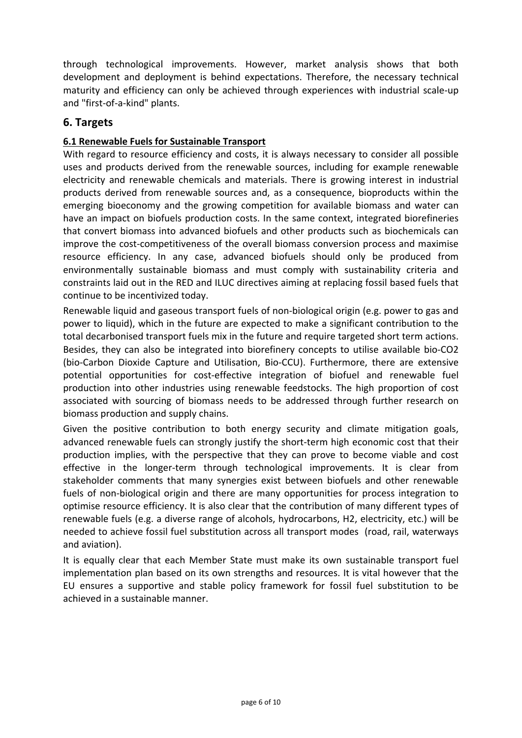through technological improvements. However, market analysis shows that both development and deployment is behind expectations. Therefore, the necessary technical maturity and efficiency can only be achieved through experiences with industrial scale-up and "first-of-a-kind" plants.

## 6. Targets

### 6.1 Renewable Fuels for Sustainable Transport

With regard to resource efficiency and costs, it is always necessary to consider all possible uses and products derived from the renewable sources, including for example renewable electricity and renewable chemicals and materials. There is growing interest in industrial products derived from renewable sources and, as a consequence, bioproducts within the emerging bioeconomy and the growing competition for available biomass and water can have an impact on biofuels production costs. In the same context, integrated biorefineries that convert biomass into advanced biofuels and other products such as biochemicals can improve the cost-competitiveness of the overall biomass conversion process and maximise resource efficiency. In any case, advanced biofuels should only be produced from environmentally sustainable biomass and must comply with sustainability criteria and constraints laid out in the RED and ILUC directives aiming at replacing fossil based fuels that continue to be incentivized today.

Renewable liquid and gaseous transport fuels of non-biological origin (e.g. power to gas and power to liquid), which in the future are expected to make a significant contribution to the total decarbonised transport fuels mix in the future and require targeted short term actions. Besides, they can also be integrated into biorefinery concepts to utilise available bio-CO2 (bio-Carbon Dioxide Capture and Utilisation, Bio-CCU). Furthermore, there are extensive potential opportunities for cost-effective integration of biofuel and renewable fuel production into other industries using renewable feedstocks. The high proportion of cost associated with sourcing of biomass needs to be addressed through further research on biomass production and supply chains.

Given the positive contribution to both energy security and climate mitigation goals, advanced renewable fuels can strongly justify the short-term high economic cost that their production implies, with the perspective that they can prove to become viable and cost effective in the longer-term through technological improvements. It is clear from stakeholder comments that many synergies exist between biofuels and other renewable fuels of non-biological origin and there are many opportunities for process integration to optimise resource efficiency. It is also clear that the contribution of many different types of renewable fuels (e.g. a diverse range of alcohols, hydrocarbons, H2, electricity, etc.) will be needed to achieve fossil fuel substitution across all transport modes (road, rail, waterways and aviation).

It is equally clear that each Member State must make its own sustainable transport fuel implementation plan based on its own strengths and resources. It is vital however that the EU ensures a supportive and stable policy framework for fossil fuel substitution to be achieved in a sustainable manner.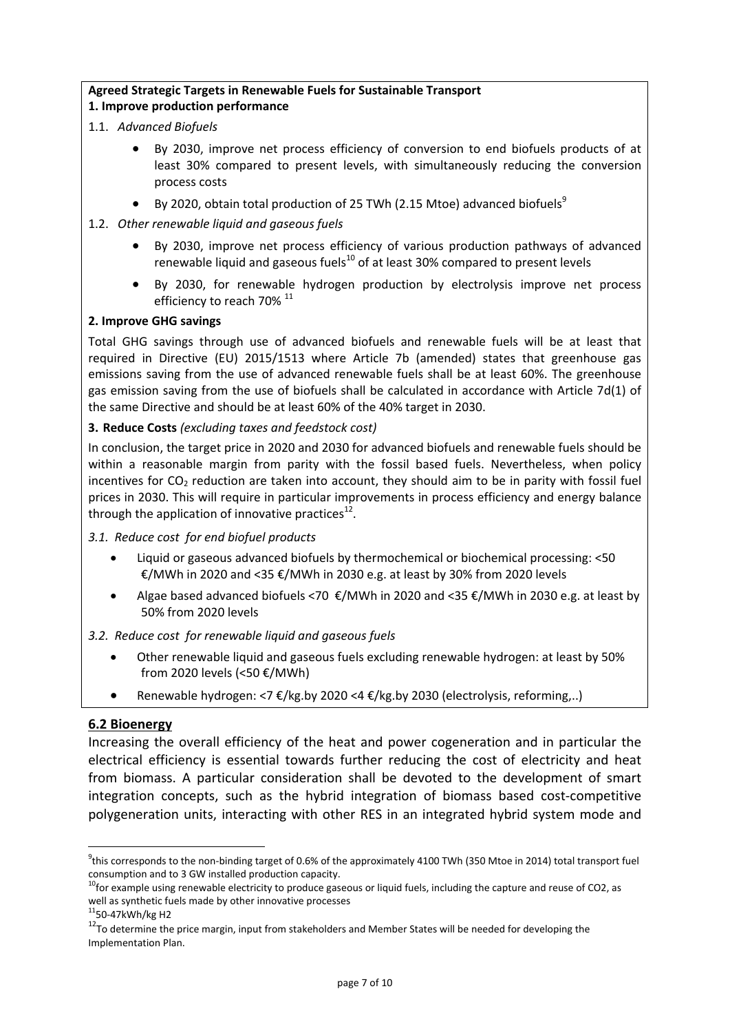**Agreed Strategic Targets in Renewable Fuels for Sustainable Transport**

**1. Improve production performance**

1.1. *Advanced Biofuels*

- By 2030, improve net process efficiency of conversion to end biofuels products of at least 30% compared to present levels, with simultaneously reducing the conversion process costs
- By 2020, obtain total production of 25 TWh (2.15 Mtoe) advanced biofuels[9]

1.2. *Other renewable liquid and gaseous fuels*

- By 2030, improve net process efficiency of various production pathways of advanced renewable liquid and gaseous fuels[10] of at least 30% compared to present levels
- By 2030, for renewable hydrogen production by electrolysis improve net process efficiency to reach 70% [11]

**2. Improve GHG savings**

Total GHG savings through use of advanced biofuels and renewable fuels will be at least that required in Directive (EU) 2015/1513 where Article 7b (amended) states that greenhouse gas emissions saving from the use of advanced renewable fuels shall be at least 60%. The greenhouse gas emission saving from the use of biofuels shall be calculated in accordance with Article 7d(1) of the same Directive and should be at least 60% of the 40% target in 2030.

**3. Reduce Costs** *(excluding taxes and feedstock cost)*

In conclusion, the target price in 2020 and 2030 for advanced biofuels and renewable fuels should be within a reasonable margin from parity with the fossil based fuels. Nevertheless, when policy incentives for $CO_2$ reduction are taken into account, they should aim to be in parity with fossil fuel prices in 2030. This will require in particular improvements in process efficiency and energy balance through the application of innovative practices[12].

*3.1. Reduce cost for end biofuel products*

- Liquid or gaseous advanced biofuels by thermochemical or biochemical processing: <50 €/MWh in 2020 and <35 €/MWh in 2030 e.g. at least by 30% from 2020 levels
- Algae based advanced biofuels <70 €/MWh in 2020 and <35 €/MWh in 2030 e.g. at least by 50% from 2020 levels

*3.2. Reduce cost for renewable liquid and gaseous fuels*

- Other renewable liquid and gaseous fuels excluding renewable hydrogen: at least by 50% from 2020 levels (<50 €/MWh)
- Renewable hydrogen: <7 €/kg.by 2020 <4 €/kg.by 2030 (electrolysis, reforming,..)

## 6.2 Bioenergy

Increasing the overall efficiency of the heat and power cogeneration and in particular the electrical efficiency is essential towards further reducing the cost of electricity and heat from biomass. A particular consideration shall be devoted to the development of smart integration concepts, such as the hybrid integration of biomass based cost-competitive polygeneration units, interacting with other RES in an integrated hybrid system mode and

---

[9] this corresponds to the non-binding target of 0.6% of the approximately 4100 TWh (350 Mtoe in 2014) total transport fuel consumption and to 3 GW installed production capacity.

[10] for example using renewable electricity to produce gaseous or liquid fuels, including the capture and reuse of CO2, as well as synthetic fuels made by other innovative processes

[11] 50-47kWh/kg H2

[12] To determine the price margin, input from stakeholders and Member States will be needed for developing the Implementation Plan.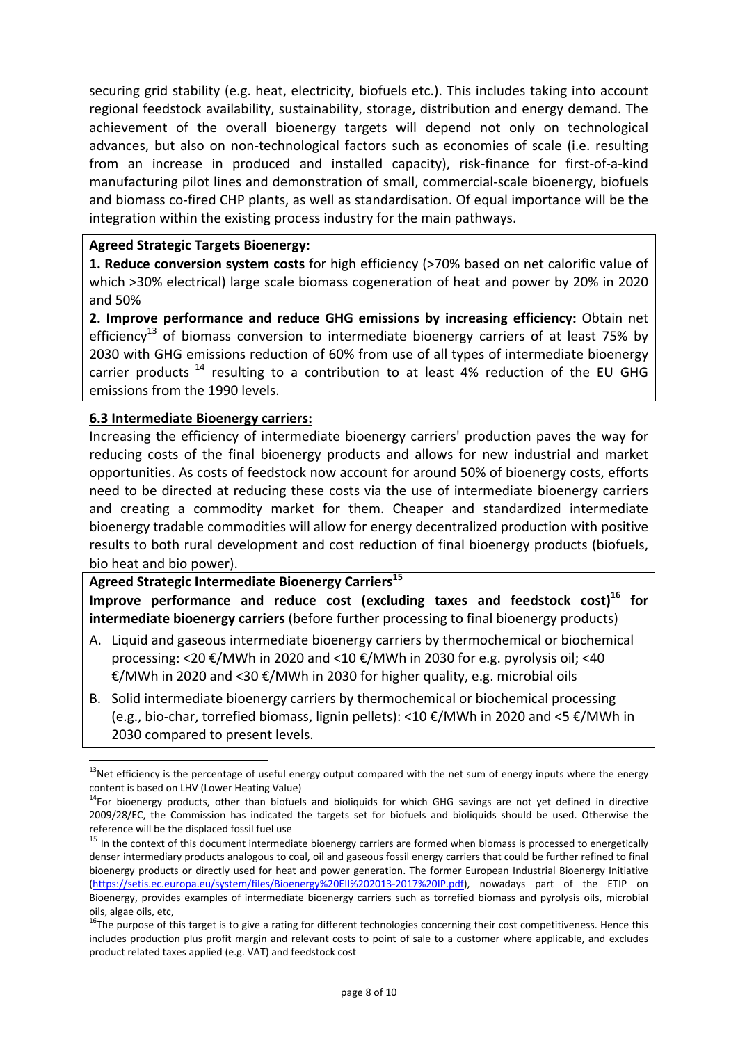securing grid stability (e.g. heat, electricity, biofuels etc.). This includes taking into account regional feedstock availability, sustainability, storage, distribution and energy demand. The achievement of the overall bioenergy targets will depend not only on technological advances, but also on non-technological factors such as economies of scale (i.e. resulting from an increase in produced and installed capacity), risk-finance for first-of-a-kind manufacturing pilot lines and demonstration of small, commercial-scale bioenergy, biofuels and biomass co-fired CHP plants, as well as standardisation. Of equal importance will be the integration within the existing process industry for the main pathways.

**Agreed Strategic Targets Bioenergy:**

**1. Reduce conversion system costs** for high efficiency (>70% based on net calorific value of which >30% electrical) large scale biomass cogeneration of heat and power by 20% in 2020 and 50%

**2. Improve performance and reduce GHG emissions by increasing efficiency:** Obtain net efficiency[13] of biomass conversion to intermediate bioenergy carriers of at least 75% by 2030 with GHG emissions reduction of 60% from use of all types of intermediate bioenergy carrier products [14] resulting to a contribution to at least 4% reduction of the EU GHG emissions from the 1990 levels.

### 6.3 Intermediate Bioenergy carriers:

Increasing the efficiency of intermediate bioenergy carriers' production paves the way for reducing costs of the final bioenergy products and allows for new industrial and market opportunities. As costs of feedstock now account for around 50% of bioenergy costs, efforts need to be directed at reducing these costs via the use of intermediate bioenergy carriers and creating a commodity market for them. Cheaper and standardized intermediate bioenergy tradable commodities will allow for energy decentralized production with positive results to both rural development and cost reduction of final bioenergy products (biofuels, bio heat and bio power).

**Agreed Strategic Intermediate Bioenergy Carriers[15]**

**Improve performance and reduce cost (excluding taxes and feedstock cost)[16] for intermediate bioenergy carriers** (before further processing to final bioenergy products)

A. Liquid and gaseous intermediate bioenergy carriers by thermochemical or biochemical processing: <20 €/MWh in 2020 and <10 €/MWh in 2030 for e.g. pyrolysis oil; <40 €/MWh in 2020 and <30 €/MWh in 2030 for higher quality, e.g. microbial oils

B. Solid intermediate bioenergy carriers by thermochemical or biochemical processing (e.g., bio-char, torrefied biomass, lignin pellets): <10 €/MWh in 2020 and <5 €/MWh in 2030 compared to present levels.

---

[13] Net efficiency is the percentage of useful energy output compared with the net sum of energy inputs where the energy content is based on LHV (Lower Heating Value)

[14] For bioenergy products, other than biofuels and bioliquids for which GHG savings are not yet defined in directive 2009/28/EC, the Commission has indicated the targets set for biofuels and bioliquids should be used. Otherwise the reference will be the displaced fossil fuel use

[15] In the context of this document intermediate bioenergy carriers are formed when biomass is processed to energetically denser intermediary products analogous to coal, oil and gaseous fossil energy carriers that could be further refined to final bioenergy products or directly used for heat and power generation. The former European Industrial Bioenergy Initiative (https://setis.ec.europa.eu/system/files/Bioenergy%20EII%202013-2017%20IP.pdf), nowadays part of the ETIP on Bioenergy, provides examples of intermediate bioenergy carriers such as torrefied biomass and pyrolysis oils, microbial oils, algae oils, etc,

[16] The purpose of this target is to give a rating for different technologies concerning their cost competitiveness. Hence this includes production plus profit margin and relevant costs to point of sale to a customer where applicable, and excludes product related taxes applied (e.g. VAT) and feedstock cost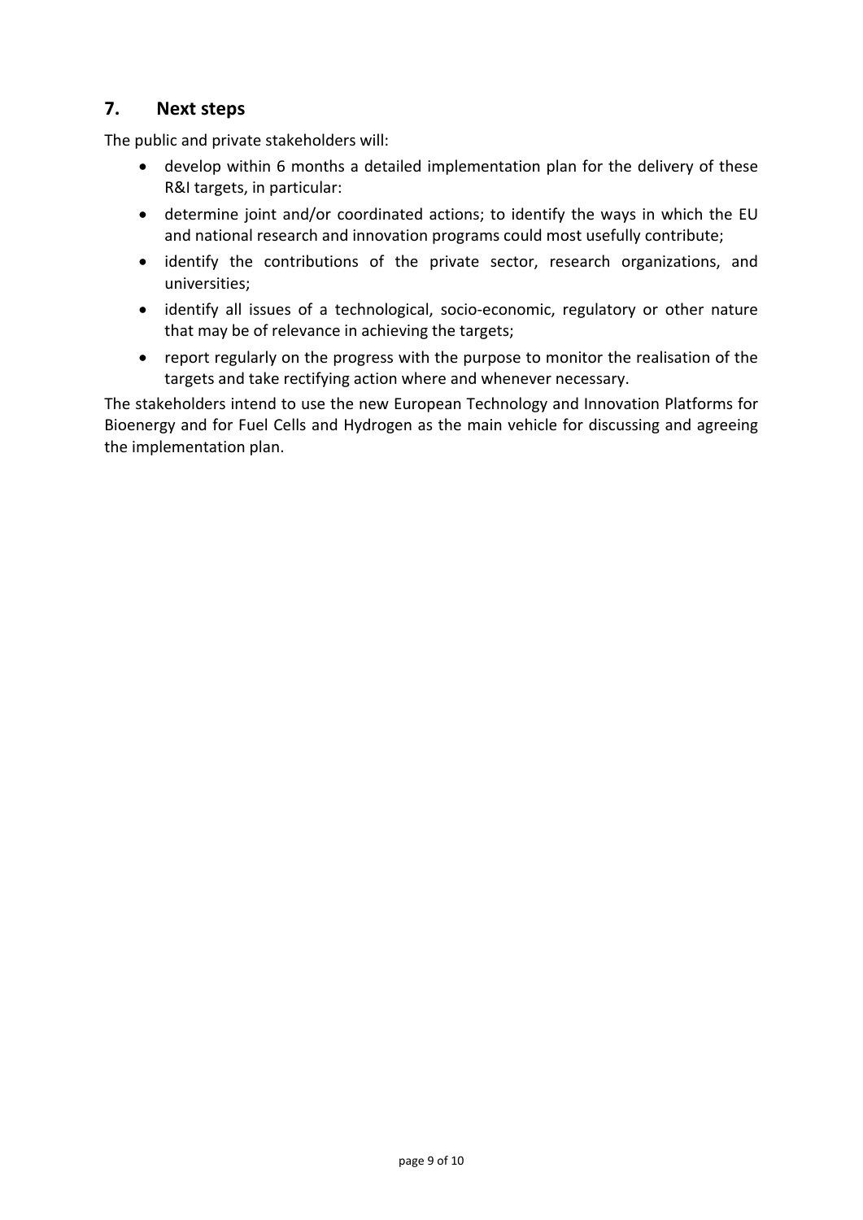## 7. Next steps

The public and private stakeholders will:

- develop within 6 months a detailed implementation plan for the delivery of these R&I targets, in particular:
- determine joint and/or coordinated actions; to identify the ways in which the EU and national research and innovation programs could most usefully contribute;
- identify the contributions of the private sector, research organizations, and universities;
- identify all issues of a technological, socio-economic, regulatory or other nature that may be of relevance in achieving the targets;
- report regularly on the progress with the purpose to monitor the realisation of the targets and take rectifying action where and whenever necessary.

The stakeholders intend to use the new European Technology and Innovation Platforms for Bioenergy and for Fuel Cells and Hydrogen as the main vehicle for discussing and agreeing the implementation plan.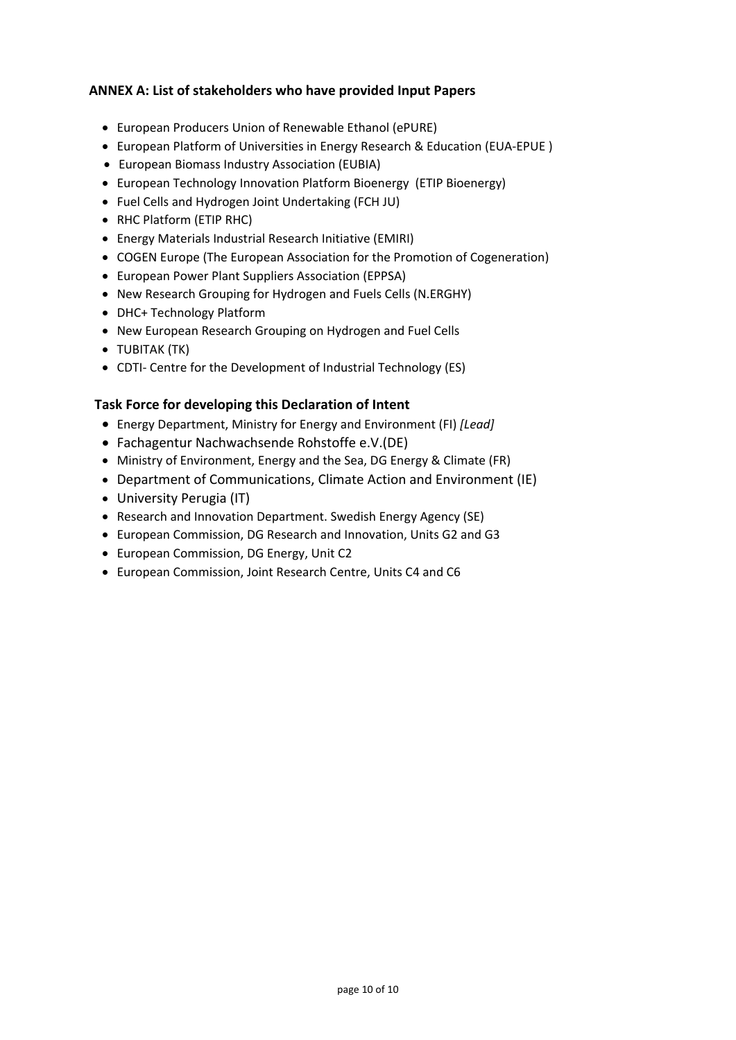### ANNEX A: List of stakeholders who have provided Input Papers

- European Producers Union of Renewable Ethanol (ePURE)
- European Platform of Universities in Energy Research & Education (EUA-EPUE )
- European Biomass Industry Association (EUBIA)
- European Technology Innovation Platform Bioenergy (ETIP Bioenergy)
- Fuel Cells and Hydrogen Joint Undertaking (FCH JU)
- RHC Platform (ETIP RHC)
- Energy Materials Industrial Research Initiative (EMIRI)
- COGEN Europe (The European Association for the Promotion of Cogeneration)
- European Power Plant Suppliers Association (EPPSA)
- New Research Grouping for Hydrogen and Fuels Cells (N.ERGHY)
- DHC+ Technology Platform
- New European Research Grouping on Hydrogen and Fuel Cells
- TUBITAK (TK)
- CDTI- Centre for the Development of Industrial Technology (ES)

### Task Force for developing this Declaration of Intent

- Energy Department, Ministry for Energy and Environment (FI) *[Lead]*
- Fachagentur Nachwachsende Rohstoffe e.V.(DE)
- Ministry of Environment, Energy and the Sea, DG Energy & Climate (FR)
- Department of Communications, Climate Action and Environment (IE)
- University Perugia (IT)
- Research and Innovation Department. Swedish Energy Agency (SE)
- European Commission, DG Research and Innovation, Units G2 and G3
- European Commission, DG Energy, Unit C2
- European Commission, Joint Research Centre, Units C4 and C6